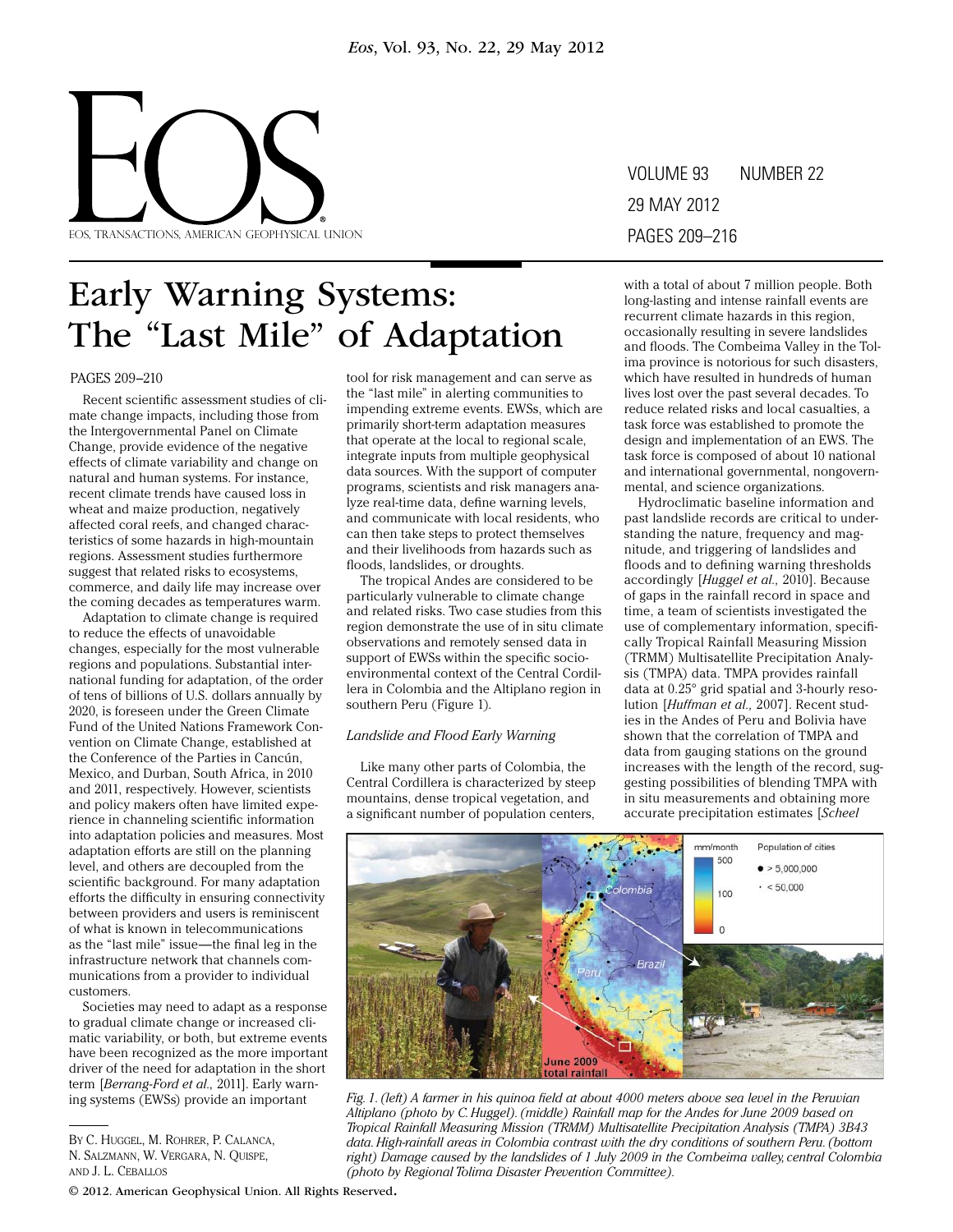# Early Warning Systems: The "Last Mile" of Adaptation

PAGES 209–210

Recent scientific assessment studies of climate change impacts, including those from the Intergovernmental Panel on Climate Change, provide evidence of the negative effects of climate variability and change on natural and human systems. For instance, recent climate trends have caused loss in wheat and maize production, negatively affected coral reefs, and changed characteristics of some hazards in high-mountain regions. Assessment studies furthermore suggest that related risks to ecosystems, commerce, and daily life may increase over the coming decades as temperatures warm.

Adaptation to climate change is required to reduce the effects of unavoidable changes, especially for the most vulnerable regions and populations. Substantial international funding for adaptation, of the order of tens of billions of U.S. dollars annually by 2020, is foreseen under the Green Climate Fund of the United Nations Framework Convention on Climate Change, established at the Conference of the Parties in Cancún, Mexico, and Durban, South Africa, in 2010 and 2011, respectively. However, scientists and policy makers often have limited experience in channeling scientific information into adaptation policies and measures. Most adaptation efforts are still on the planning level, and others are decoupled from the scientific background. For many adaptation efforts the difficulty in ensuring connectivity between providers and users is reminiscent of what is known in telecommunications as the "last mile" issue—the final leg in the infrastructure network that channels communications from a provider to individual customers.

Societies may need to adapt as a response to gradual climate change or increased climatic variability, or both, but extreme events have been recognized as the more important driver of the need for adaptation in the short term [*Berrang-Ford et al.*, 2011]. Early warning systems (EWSs) provide an important tool for risk management and can serve as the "last mile" in alerting communities to impending extreme events. EWSs, which are primarily short-term adaptation measures that operate at the local to regional scale, integrate inputs from multiple geophysical data sources. With the support of computer programs, scientists and risk managers analyze real-time data, define warning levels, and communicate with local residents, who can then take steps to protect themselves and their livelihoods from hazards such as floods, landslides, or droughts.

The tropical Andes are considered to be particularly vulnerable to climate change and related risks. Two case studies from this region demonstrate the use of in situ climate observations and remotely sensed data in support of EWSs within the specific socioenvironmental context of the Central Cordillera in Colombia and the Altiplano region in southern Peru (Figure 1).

*Landslide and Flood Early Warning*

Like many other parts of Colombia, the Central Cordillera is characterized by steep mountains, dense tropical vegetation, and a significant number of population centers, with a total of about 7 million people. Both long-lasting and intense rainfall events are recurrent climate hazards in this region, occasionally resulting in severe landslides and floods. The Combeima Valley in the Tolima province is notorious for such disasters, which have resulted in hundreds of human lives lost over the past several decades. To reduce related risks and local casualties, a task force was established to promote the design and implementation of an EWS. The task force is composed of about 10 national and international governmental, nongovernmental, and science organizations.

Hydroclimatic baseline information and past landslide records are critical to understanding the nature, frequency and magnitude, and triggering of landslides and floods and to defining warning thresholds accordingly [*Huggel et al.*, 2010]. Because of gaps in the rainfall record in space and time, a team of scientists investigated the use of complementary information, specifically Tropical Rainfall Measuring Mission (TRMM) Multisatellite Precipitation Analysis (TMPA) data. TMPA provides rainfall data at 0.25° grid spatial and 3-hourly resolution [*Huffman et al.*, 2007]. Recent studies in the Andes of Peru and Bolivia have shown that the correlation of TMPA and data from gauging stations on the ground increases with the length of the record, suggesting possibilities of blending TMPA with in situ measurements and obtaining more accurate precipitation estimates [*Scheel*

mm/month
500
100
0

Population of cities
● > 5,000,000
· < 50,000

Colombia
Brazil
Peru

June 2009
total rainfall

*Fig. 1. (left) A farmer in his quinoa field at about 4000 meters above sea level in the Peruvian Altiplano (photo by C. Huggel). (middle) Rainfall map for the Andes for June 2009 based on Tropical Rainfall Measuring Mission (TRMM) Multisatellite Precipitation Analysis (TMPA) 3B43 data. High-rainfall areas in Colombia contrast with the dry conditions of southern Peru. (bottom right) Damage caused by the landslides of 1 July 2009 in the Combeima valley, central Colombia (photo by Regional Tolima Disaster Prevention Committee).*

BY C. HUGGEL, M. ROHRER, P. CALANCA, N. SALZMANN, W. VERGARA, N. QUISPE, AND J. L. CEBALLOS

© 2012. American Geophysical Union. All Rights Reserved.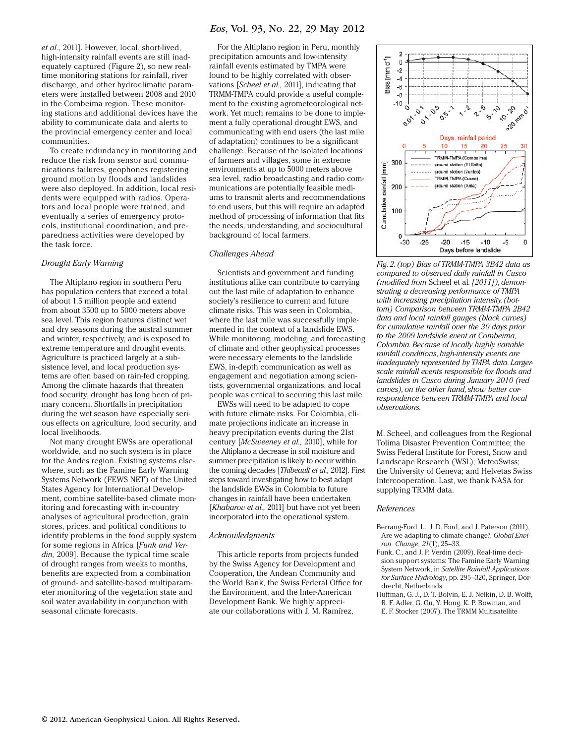et al., 2011]. However, local, short-lived, high-intensity rainfall events are still inadequately captured (Figure 2), so new real-time monitoring stations for rainfall, river discharge, and other hydroclimatic parameters were installed between 2008 and 2010 in the Combeima region. These monitoring stations and additional devices have the ability to communicate data and alerts to the provincial emergency center and local communities.

To create redundancy in monitoring and reduce the risk from sensor and communications failures, geophones registering ground motion by floods and landslides were also deployed. In addition, local residents were equipped with radios. Operators and local people were trained, and eventually a series of emergency protocols, institutional coordination, and preparedness activities were developed by the task force.

### Drought Early Warning

The Altiplano region in southern Peru has population centers that exceed a total of about 1.5 million people and extend from about 3500 up to 5000 meters above sea level. This region features distinct wet and dry seasons during the austral summer and winter, respectively, and is exposed to extreme temperature and drought events. Agriculture is practiced largely at a subsistence level, and local production systems are often based on rain-fed cropping. Among the climate hazards that threaten food security, drought has long been of primary concern. Shortfalls in precipitation during the wet season have especially serious effects on agriculture, food security, and local livelihoods.

Not many drought EWSs are operational worldwide, and no such system is in place for the Andes region. Existing systems elsewhere, such as the Famine Early Warning Systems Network (FEWS NET) of the United States Agency for International Development, combine satellite-based climate monitoring and forecasting with in-country analyses of agricultural production, grain stores, prices, and political conditions to identify problems in the food supply system for some regions in Africa [*Funk and Verdin,* 2009]. Because the typical time scale of drought ranges from weeks to months, benefits are expected from a combination of ground- and satellite-based multiparameter monitoring of the vegetation state and soil water availability in conjunction with seasonal climate forecasts.

For the Altiplano region in Peru, monthly precipitation amounts and low-intensity rainfall events estimated by TMPA were found to be highly correlated with observations [*Scheel et al.,* 2011], indicating that TRMM-TMPA could provide a useful complement to the existing agrometeorological network. Yet much remains to be done to implement a fully operational drought EWS, and communicating with end users (the last mile of adaptation) continues to be a significant challenge. Because of the isolated locations of farmers and villages, some in extreme environments at up to 5000 meters above sea level, radio broadcasting and radio communications are potentially feasible mediums to transmit alerts and recommendations to end users, but this will require an adapted method of processing of information that fits the needs, understanding, and sociocultural background of local farmers.

### Challenges Ahead

Scientists and government and funding institutions alike can contribute to carrying out the last mile of adaptation to enhance society's resilience to current and future climate risks. This was seen in Colombia, where the last mile was successfully implemented in the context of a landslide EWS. While monitoring, modeling, and forecasting of climate and other geophysical processes were necessary elements to the landslide EWS, in-depth communication as well as engagement and negotiation among scientists, governmental organizations, and local people was critical to securing this last mile.

EWSs will need to be adapted to cope with future climate risks. For Colombia, climate projections indicate an increase in heavy precipitation events during the 21st century [*McSweeney et al.,* 2010], while for the Altiplano a decrease in soil moisture and summer precipitation is likely to occur within the coming decades [*Thibeault et al.,* 2012]. First steps toward investigating how to best adapt the landslide EWSs in Colombia to future changes in rainfall have been undertaken [*Khabarov et al.,* 2011] but have not yet been incorporated into the operational system.

### Acknowledgments

This article reports from projects funded by the Swiss Agency for Development and Cooperation, the Andean Community and the World Bank, the Swiss Federal Office for the Environment, and the Inter-American Development Bank. We highly appreciate our collaborations with J. M. Ramírez, M. Scheel, and colleagues from the Regional Tolima Disaster Prevention Committee; the Swiss Federal Institute for Forest, Snow and Landscape Research (WSL); MeteoSwiss; the University of Geneva; and Helvetas Swiss Intercooperation. Last, we thank NASA for supplying TRMM data.

*Fig. 2. (top) Bias of TRMM-TMPA 3B42 data as compared to observed daily rainfall in Cusco (modified from* Scheel et al. *[2011]), demonstrating a decreasing performance of TMPA with increasing precipitation intensity. (bottom) Comparison between TRMM-TMPA 2B42 data and local rainfall gauges (black curves) for cumulative rainfall over the 30 days prior to the 2009 landslide event at Combeima, Colombia. Because of locally highly variable rainfall conditions, high-intensity events are inadequately represented by TMPA data. Larger-scale rainfall events responsible for floods and landslides in Cusco during January 2010 (red curves), on the other hand, show better correspondence between TRMM-TMPA and local observations.*

### References

Berrang-Ford, L., J. D. Ford, and J. Paterson (2011), Are we adapting to climate change?, *Global Environ. Change, 21*(1), 25–33.

Funk, C., and J. P. Verdin (2009), Real-time decision support systems: The Famine Early Warning System Network, in *Satellite Rainfall Applications for Surface Hydrology*, pp. 295–320, Springer, Dordrecht, Netherlands.

Huffman, G. J., D. T. Bolvin, E. J. Nelkin, D. B. Wolff, R. F. Adler, G. Gu, Y. Hong, K. P. Bowman, and E. F. Stocker (2007), The TRMM Multisatellite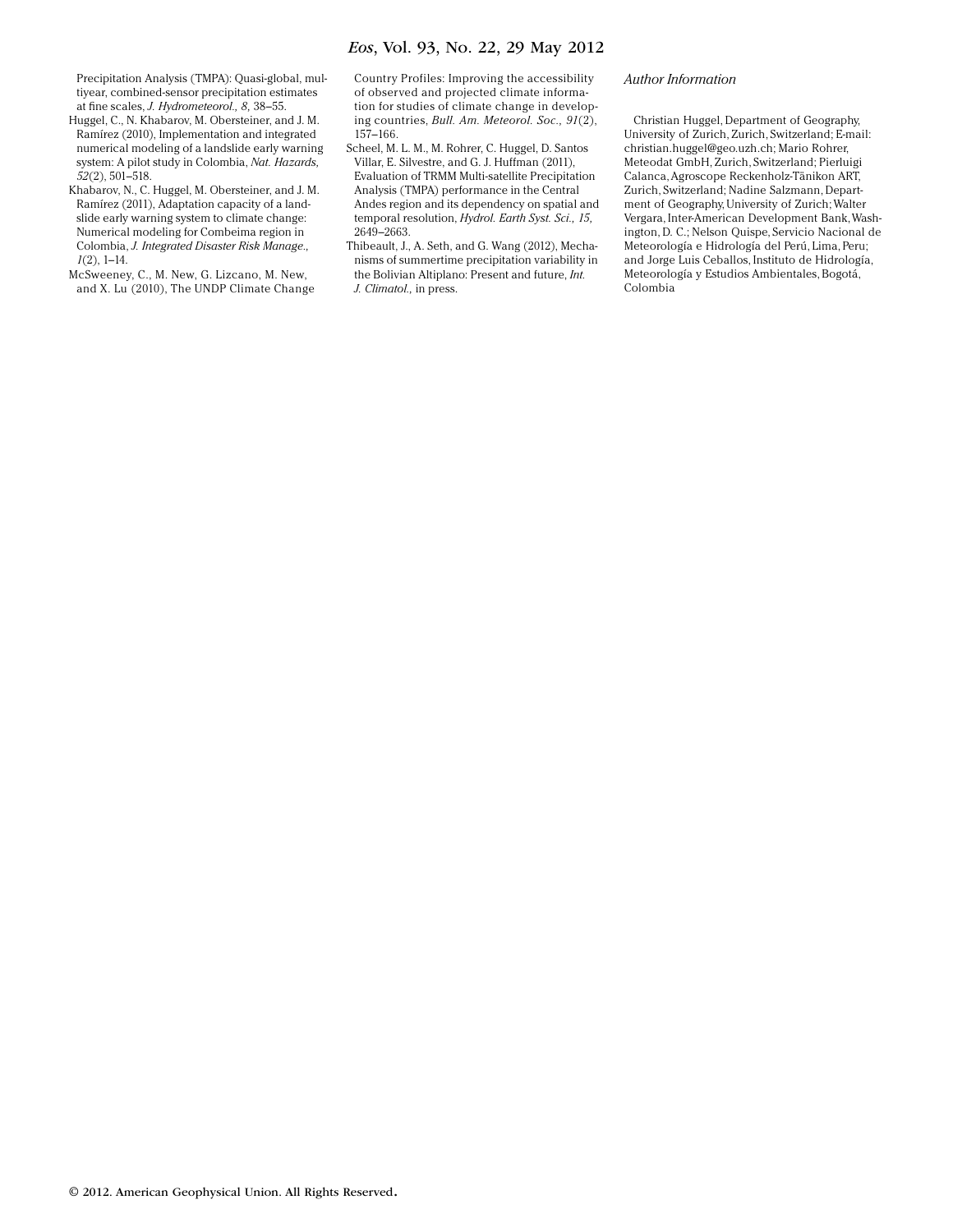Precipitation Analysis (TMPA): Quasi-global, multiyear, combined-sensor precipitation estimates at fine scales, *J. Hydrometeorol., 8*, 38–55.

Huggel, C., N. Khabarov, M. Obersteiner, and J. M. Ramírez (2010), Implementation and integrated numerical modeling of a landslide early warning system: A pilot study in Colombia, *Nat. Hazards*, *52*(2), 501–518.

Khabarov, N., C. Huggel, M. Obersteiner, and J. M. Ramírez (2011), Adaptation capacity of a landslide early warning system to climate change: Numerical modeling for Combeima region in Colombia, *J. Integrated Disaster Risk Manage.*, *1*(2), 1–14.

McSweeney, C., M. New, G. Lizcano, M. New, and X. Lu (2010), The UNDP Climate Change Country Profiles: Improving the accessibility of observed and projected climate information for studies of climate change in developing countries, *Bull. Am. Meteorol. Soc.*, *91*(2), 157–166.

Scheel, M. L. M., M. Rohrer, C. Huggel, D. Santos Villar, E. Silvestre, and G. J. Huffman (2011), Evaluation of TRMM Multi-satellite Precipitation Analysis (TMPA) performance in the Central Andes region and its dependency on spatial and temporal resolution, *Hydrol. Earth Syst. Sci., 15,* 2649–2663.

Thibeault, J., A. Seth, and G. Wang (2012), Mechanisms of summertime precipitation variability in the Bolivian Altiplano: Present and future, *Int. J. Climatol.,* in press.

### *Author Information*

Christian Huggel, Department of Geography, University of Zurich, Zurich, Switzerland; E-mail: christian.huggel@geo.uzh.ch; Mario Rohrer, Meteodat GmbH, Zurich, Switzerland; Pierluigi Calanca, Agroscope Reckenholz-Tänikon ART, Zurich, Switzerland; Nadine Salzmann, Department of Geography, University of Zurich; Walter Vergara, Inter-American Development Bank, Washington, D. C.; Nelson Quispe, Servicio Nacional de Meteorología e Hidrología del Perú, Lima, Peru; and Jorge Luis Ceballos, Instituto de Hidrología, Meteorología y Estudios Ambientales, Bogotá, Colombia

© 2012. American Geophysical Union. All Rights Reserved.